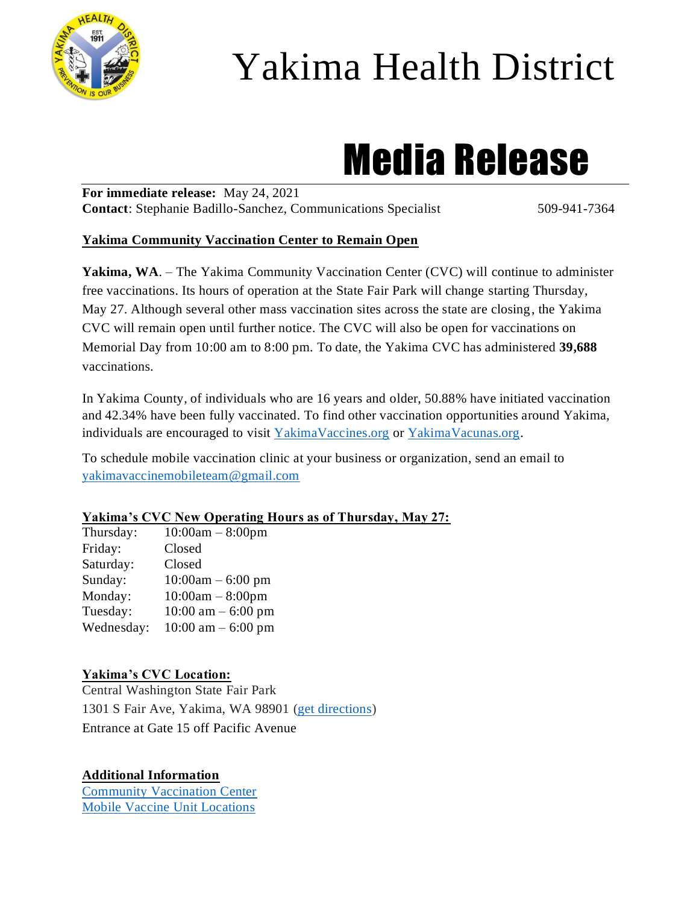# Yakima Health District

## Media Release

**For immediate release:** May 24, 2021
**Contact**: Stephanie Badillo-Sanchez, Communications Specialist 509-941-7364

### Yakima Community Vaccination Center to Remain Open

**Yakima, WA**. – The Yakima Community Vaccination Center (CVC) will continue to administer free vaccinations. Its hours of operation at the State Fair Park will change starting Thursday, May 27. Although several other mass vaccination sites across the state are closing, the Yakima CVC will remain open until further notice. The CVC will also be open for vaccinations on Memorial Day from 10:00 am to 8:00 pm. To date, the Yakima CVC has administered **39,688** vaccinations.

In Yakima County, of individuals who are 16 years and older, 50.88% have initiated vaccination and 42.34% have been fully vaccinated. To find other vaccination opportunities around Yakima, individuals are encouraged to visit YakimaVaccines.org or YakimaVacunas.org.

To schedule mobile vaccination clinic at your business or organization, send an email to yakimavaccinemobileteam@gmail.com

**Yakima's CVC New Operating Hours as of Thursday, May 27:**

| | |
|---|---|
| Thursday: | 10:00am – 8:00pm |
| Friday: | Closed |
| Saturday: | Closed |
| Sunday: | 10:00am – 6:00 pm |
| Monday: | 10:00am – 8:00pm |
| Tuesday: | 10:00 am – 6:00 pm |
| Wednesday: | 10:00 am – 6:00 pm |

**Yakima's CVC Location:**

Central Washington State Fair Park
1301 S Fair Ave, Yakima, WA 98901 (get directions)
Entrance at Gate 15 off Pacific Avenue

**Additional Information**

Community Vaccination Center
Mobile Vaccine Unit Locations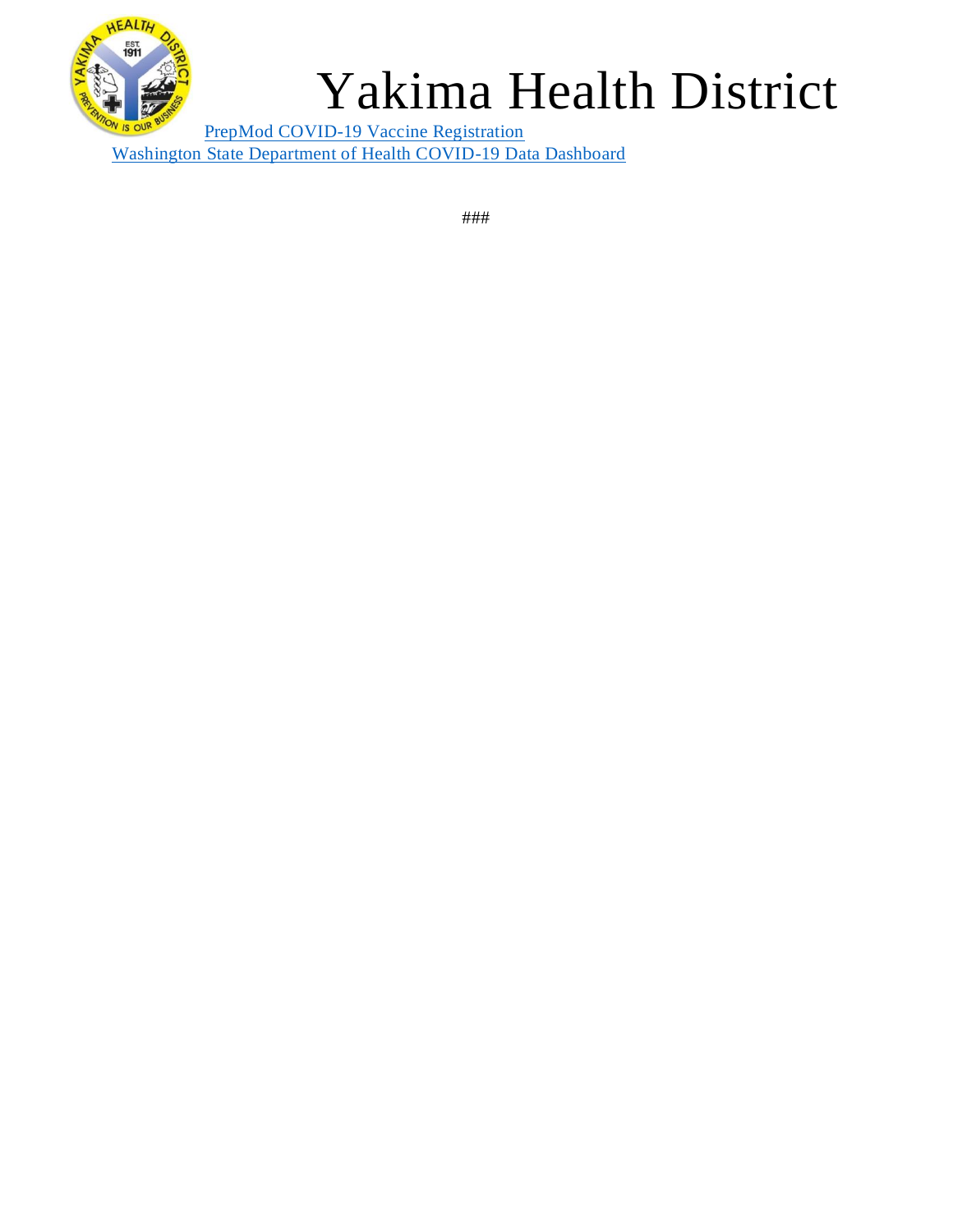# Yakima Health District

[PrepMod COVID-19 Vaccine Registration]

[Washington State Department of Health COVID-19 Data Dashboard]

###